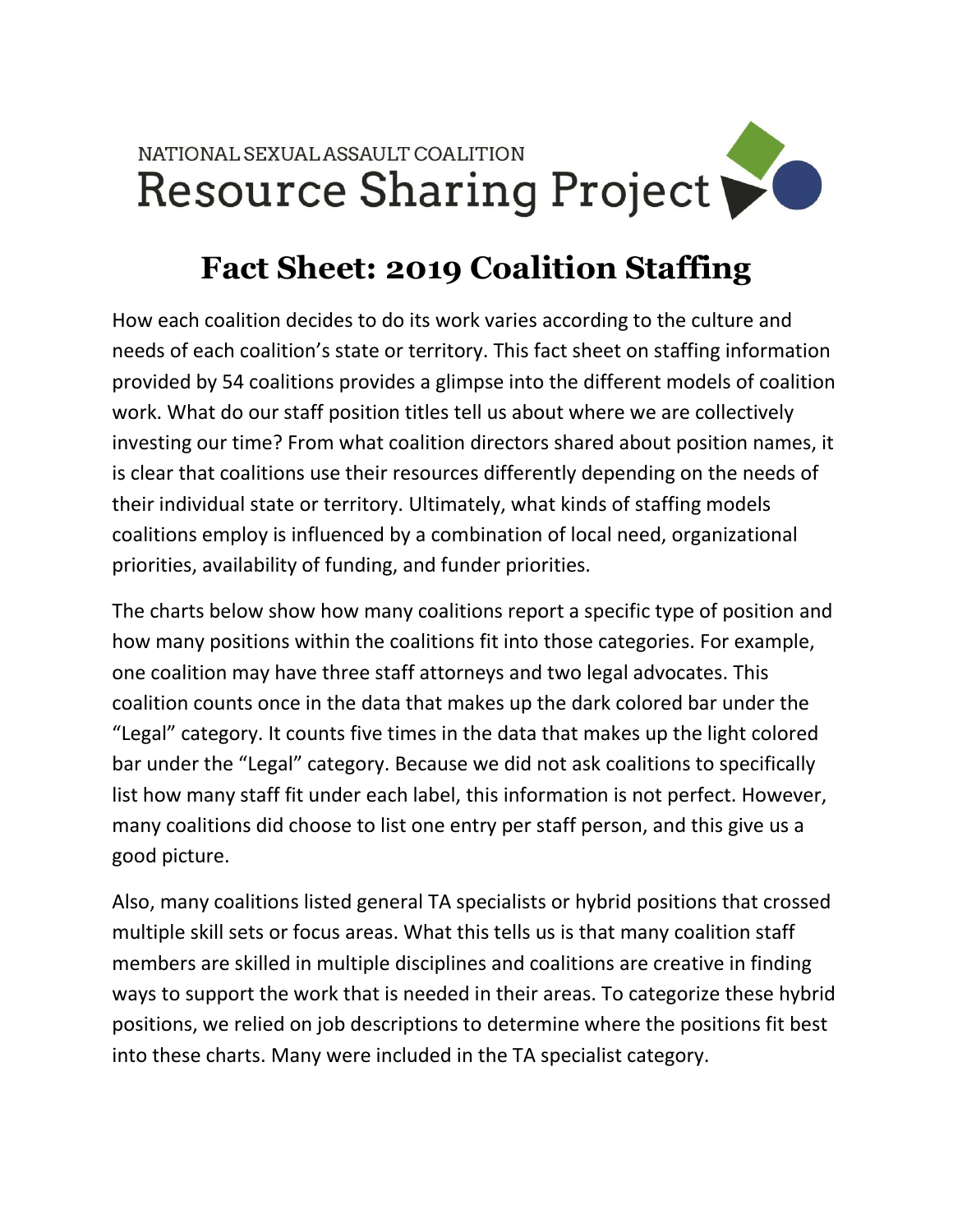NATIONAL SEXUAL ASSAULT COALITION

Resource Sharing Project

# Fact Sheet: 2019 Coalition Staffing

How each coalition decides to do its work varies according to the culture and needs of each coalition's state or territory. This fact sheet on staffing information provided by 54 coalitions provides a glimpse into the different models of coalition work. What do our staff position titles tell us about where we are collectively investing our time? From what coalition directors shared about position names, it is clear that coalitions use their resources differently depending on the needs of their individual state or territory. Ultimately, what kinds of staffing models coalitions employ is influenced by a combination of local need, organizational priorities, availability of funding, and funder priorities.

The charts below show how many coalitions report a specific type of position and how many positions within the coalitions fit into those categories. For example, one coalition may have three staff attorneys and two legal advocates. This coalition counts once in the data that makes up the dark colored bar under the "Legal" category. It counts five times in the data that makes up the light colored bar under the "Legal" category. Because we did not ask coalitions to specifically list how many staff fit under each label, this information is not perfect. However, many coalitions did choose to list one entry per staff person, and this give us a good picture.

Also, many coalitions listed general TA specialists or hybrid positions that crossed multiple skill sets or focus areas. What this tells us is that many coalition staff members are skilled in multiple disciplines and coalitions are creative in finding ways to support the work that is needed in their areas. To categorize these hybrid positions, we relied on job descriptions to determine where the positions fit best into these charts. Many were included in the TA specialist category.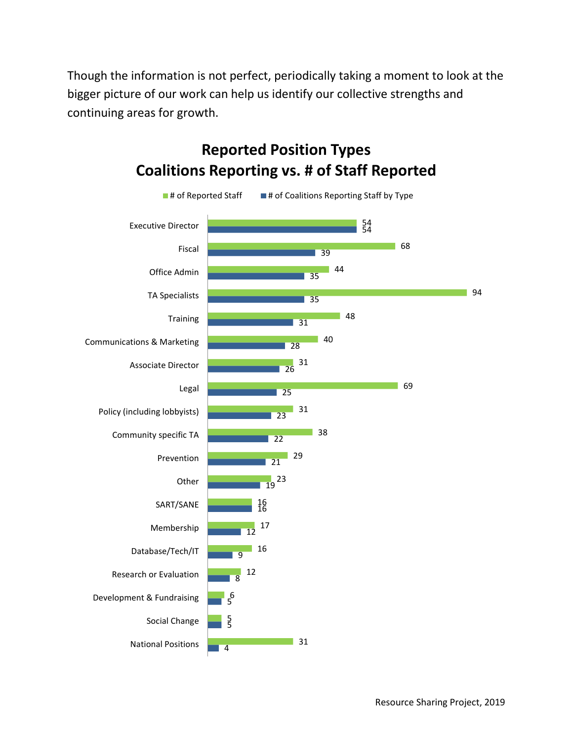Though the information is not perfect, periodically taking a moment to look at the bigger picture of our work can help us identify our collective strengths and continuing areas for growth.

## Reported Position Types
## Coalitions Reporting vs. # of Staff Reported

| Position Type | # of Reported Staff | # of Coalitions Reporting Staff by Type |
|---|---|---|
| Executive Director | 54 | 54 |
| Fiscal | 68 | 39 |
| Office Admin | 44 | 35 |
| TA Specialists | 94 | 35 |
| Training | 48 | 31 |
| Communications & Marketing | 40 | 28 |
| Associate Director | 31 | 26 |
| Legal | 69 | 25 |
| Policy (including lobbyists) | 31 | 23 |
| Community specific TA | 38 | 22 |
| Prevention | 29 | 21 |
| Other | 23 | 19 |
| SART/SANE | 16 | 16 |
| Membership | 17 | 12 |
| Database/Tech/IT | 16 | 9 |
| Research or Evaluation | 12 | 8 |
| Development & Fundraising | 6 | 5 |
| Social Change | 5 | 5 |
| National Positions | 31 | 4 |

Resource Sharing Project, 2019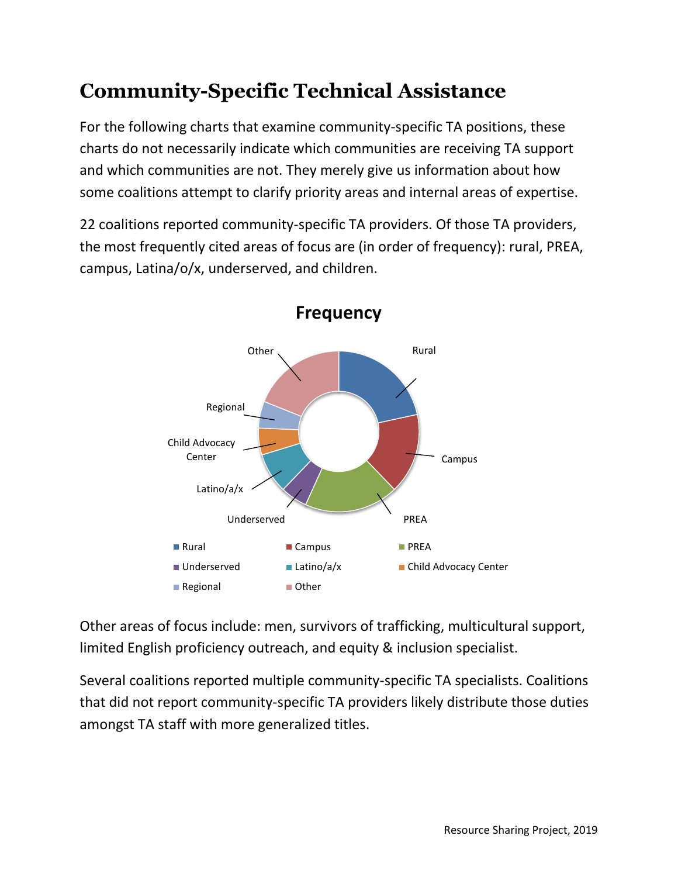# Community-Specific Technical Assistance

For the following charts that examine community-specific TA positions, these charts do not necessarily indicate which communities are receiving TA support and which communities are not. They merely give us information about how some coalitions attempt to clarify priority areas and internal areas of expertise.

22 coalitions reported community-specific TA providers. Of those TA providers, the most frequently cited areas of focus are (in order of frequency): rural, PREA, campus, Latina/o/x, underserved, and children.

Other areas of focus include: men, survivors of trafficking, multicultural support, limited English proficiency outreach, and equity & inclusion specialist.

Several coalitions reported multiple community-specific TA specialists. Coalitions that did not report community-specific TA providers likely distribute those duties amongst TA staff with more generalized titles.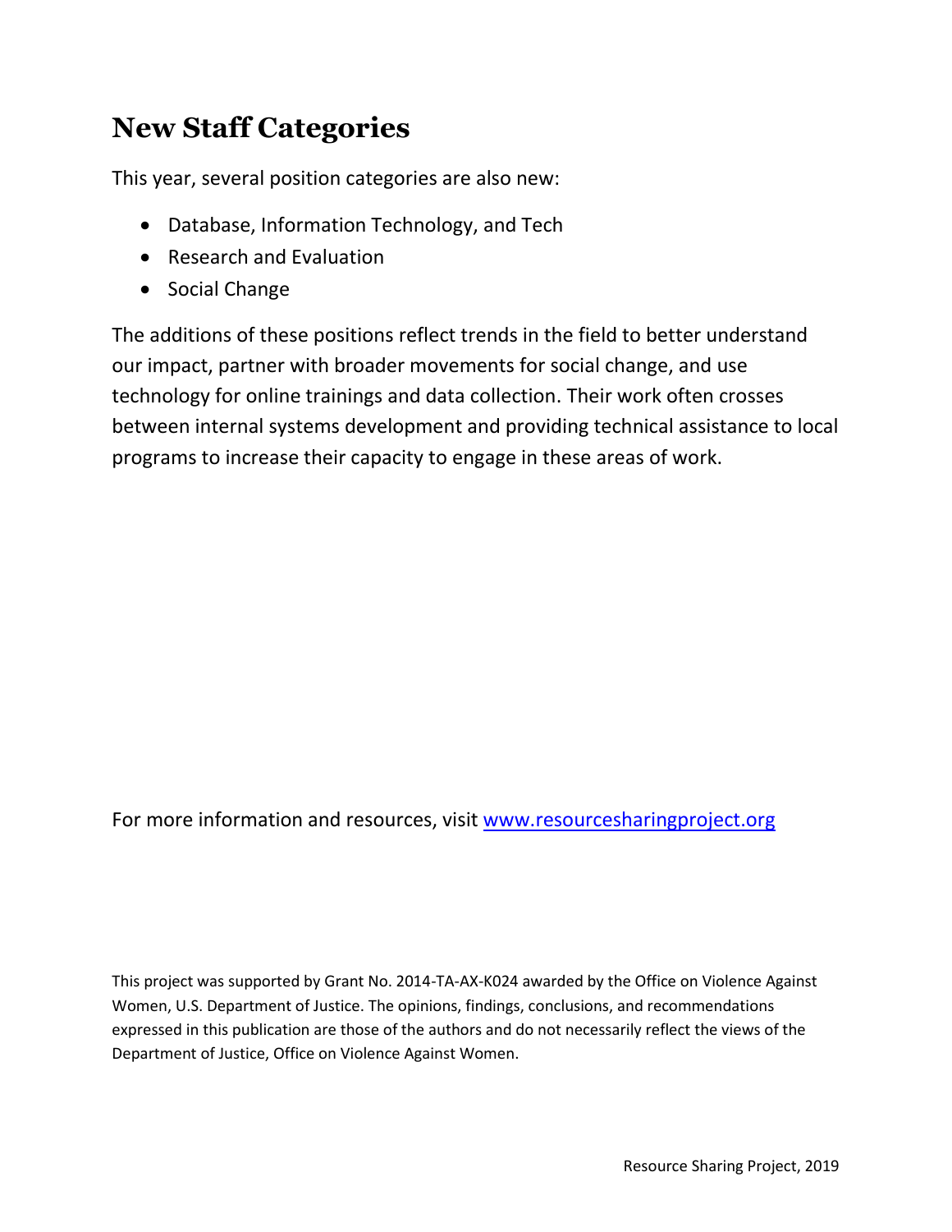## New Staff Categories

This year, several position categories are also new:

- Database, Information Technology, and Tech
- Research and Evaluation
- Social Change

The additions of these positions reflect trends in the field to better understand our impact, partner with broader movements for social change, and use technology for online trainings and data collection. Their work often crosses between internal systems development and providing technical assistance to local programs to increase their capacity to engage in these areas of work.

For more information and resources, visit [www.resourcesharingproject.org](http://www.resourcesharingproject.org)

This project was supported by Grant No. 2014-TA-AX-K024 awarded by the Office on Violence Against Women, U.S. Department of Justice. The opinions, findings, conclusions, and recommendations expressed in this publication are those of the authors and do not necessarily reflect the views of the Department of Justice, Office on Violence Against Women.

Resource Sharing Project, 2019